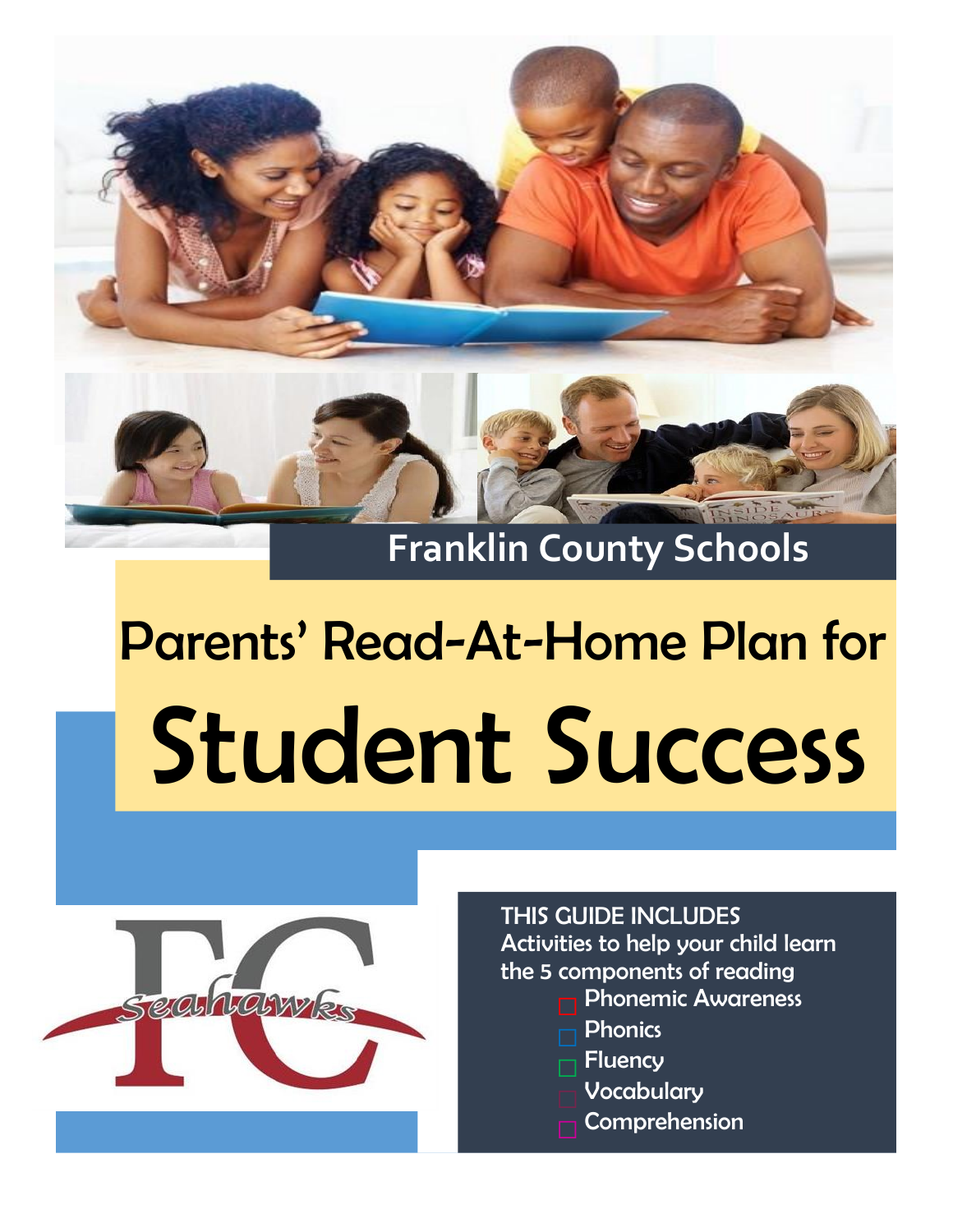Franklin County Schools

# Parents' Read-At-Home Plan for

# Student Success

FC Seahawks

THIS GUIDE INCLUDES
Activities to help your child learn the 5 components of reading

- Phonemic Awareness
- Phonics
- Fluency
- Vocabulary
- Comprehension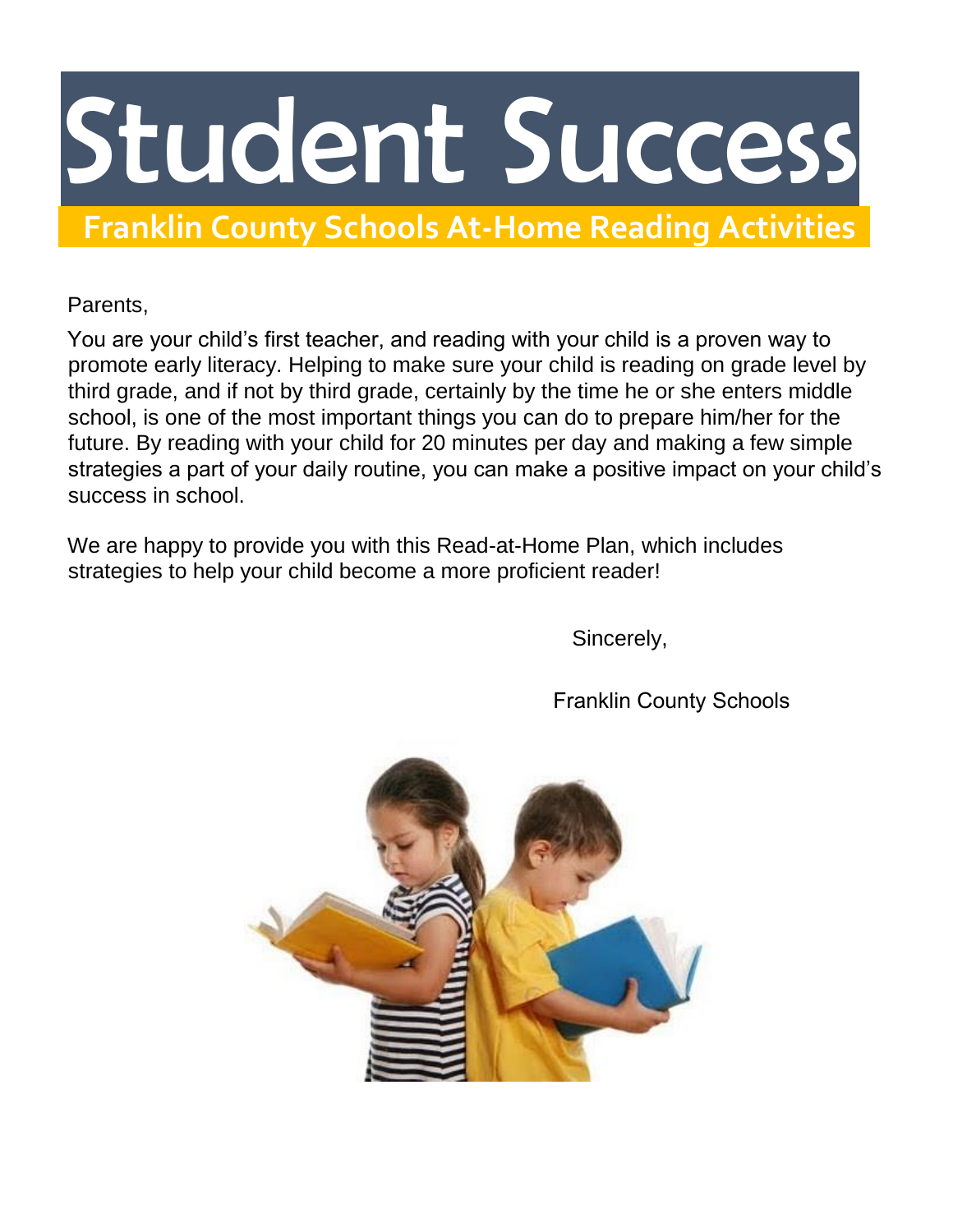# Student Success

## Franklin County Schools At-Home Reading Activities

Parents,

You are your child's first teacher, and reading with your child is a proven way to promote early literacy. Helping to make sure your child is reading on grade level by third grade, and if not by third grade, certainly by the time he or she enters middle school, is one of the most important things you can do to prepare him/her for the future. By reading with your child for 20 minutes per day and making a few simple strategies a part of your daily routine, you can make a positive impact on your child's success in school.

We are happy to provide you with this Read-at-Home Plan, which includes strategies to help your child become a more proficient reader!

Sincerely,

Franklin County Schools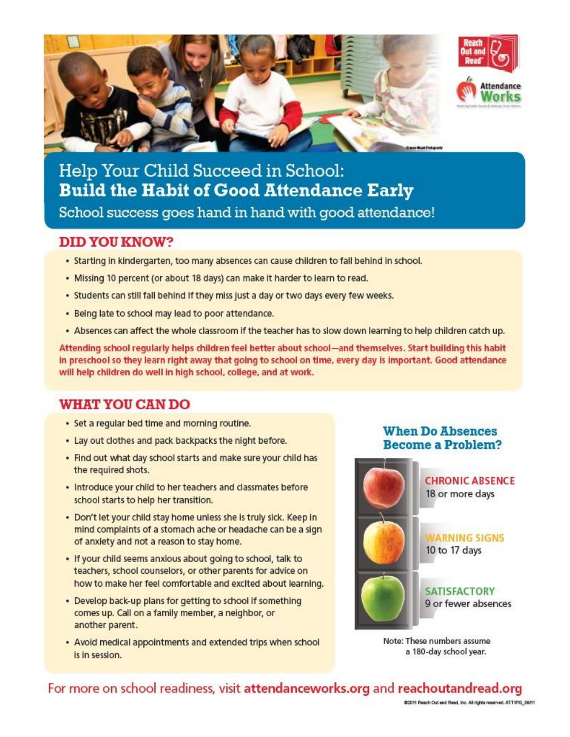# Help Your Child Succeed in School: **Build the Habit of Good Attendance Early**

School success goes hand in hand with good attendance!

## DID YOU KNOW?

- Starting in kindergarten, too many absences can cause children to fall behind in school.
- Missing 10 percent (or about 18 days) can make it harder to learn to read.
- Students can still fall behind if they miss just a day or two days every few weeks.
- Being late to school may lead to poor attendance.
- Absences can affect the whole classroom if the teacher has to slow down learning to help children catch up.

**Attending school regularly helps children feel better about school—and themselves. Start building this habit in preschool so they learn right away that going to school on time, every day is important. Good attendance will help children do well in high school, college, and at work.**

## WHAT YOU CAN DO

- Set a regular bed time and morning routine.
- Lay out clothes and pack backpacks the night before.
- Find out what day school starts and make sure your child has the required shots.
- Introduce your child to her teachers and classmates before school starts to help her transition.
- Don't let your child stay home unless she is truly sick. Keep in mind complaints of a stomach ache or headache can be a sign of anxiety and not a reason to stay home.
- If your child seems anxious about going to school, talk to teachers, school counselors, or other parents for advice on how to make her feel comfortable and excited about learning.
- Develop back-up plans for getting to school if something comes up. Call on a family member, a neighbor, or another parent.
- Avoid medical appointments and extended trips when school is in session.

### When Do Absences Become a Problem?

**CHRONIC ABSENCE**
18 or more days

**WARNING SIGNS**
10 to 17 days

**SATISFACTORY**
9 or fewer absences

Note: These numbers assume a 180-day school year.

For more on school readiness, visit **attendanceworks.org** and **reachoutandread.org**

©2011 Reach Out and Read, Inc. All rights reserved. ATT1PG_09/11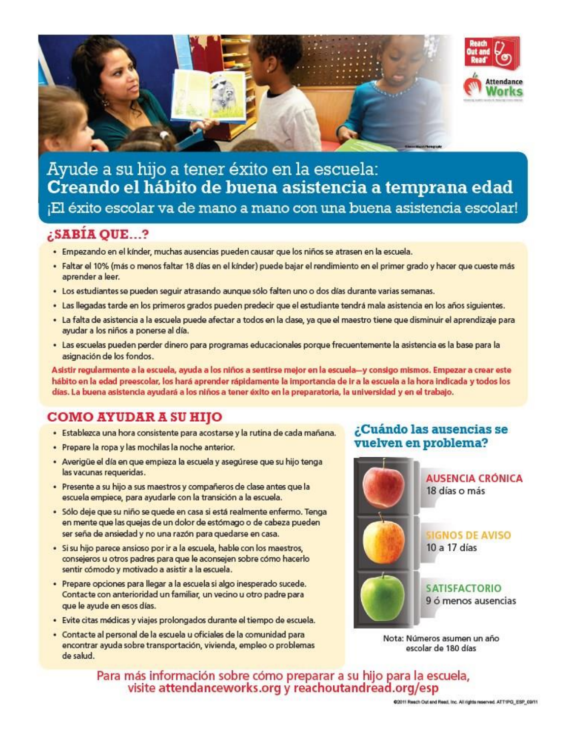# Ayude a su hijo a tener éxito en la escuela: **Creando el hábito de buena asistencia a temprana edad**

¡El éxito escolar va de mano a mano con una buena asistencia escolar!

## ¿SABÍA QUE...?

- Empezando en el kínder, muchas ausencias pueden causar que los niños se atrasen en la escuela.
- Faltar el 10% (más o menos faltar 18 días en el kínder) puede bajar el rendimiento en el primer grado y hacer que cueste más aprender a leer.
- Los estudiantes se pueden seguir atrasando aunque sólo falten uno o dos días durante varias semanas.
- Las llegadas tarde en los primeros grados pueden predecir que el estudiante tendrá mala asistencia en los años siguientes.
- La falta de asistencia a la escuela puede afectar a todos en la clase, ya que el maestro tiene que disminuir el aprendizaje para ayudar a los niños a ponerse al día.
- Las escuelas pueden perder dinero para programas educacionales porque frecuentemente la asistencia es la base para la asignación de los fondos.

**Asistir regularmente a la escuela, ayuda a los niños a sentirse mejor en la escuela—y consigo mismos. Empezar a crear este hábito en la edad preescolar, los hará aprender rápidamente la importancia de ir a la escuela a la hora indicada y todos los días. La buena asistencia ayudará a los niños a tener éxito en la preparatoria, la universidad y en el trabajo.**

## COMO AYUDAR A SU HIJO

- Establezca una hora consistente para acostarse y la rutina de cada mañana.
- Prepare la ropa y las mochilas la noche anterior.
- Averigüe el día en que empieza la escuela y asegúrese que su hijo tenga las vacunas requeridas.
- Presente a su hijo a sus maestros y compañeros de clase antes que la escuela empiece, para ayudarle con la transición a la escuela.
- Sólo deje que su niño se quede en casa si está realmente enfermo. Tenga en mente que las quejas de un dolor de estómago o de cabeza pueden ser seña de ansiedad y no una razón para quedarse en casa.
- Si su hijo parece ansioso por ir a la escuela, hable con los maestros, consejeros u otros padres para que le aconsejen sobre cómo hacerlo sentir cómodo y motivado a asistir a la escuela.
- Prepare opciones para llegar a la escuela si algo inesperado sucede. Contacte con anterioridad un familiar, un vecino u otro padre para que le ayude en esos días.
- Evite citas médicas y viajes prolongados durante el tiempo de escuela.
- Contacte al personal de la escuela u oficiales de la comunidad para encontrar ayuda sobre transportación, vivienda, empleo o problemas de salud.

## ¿Cuándo las ausencias se vuelven en problema?

**AUSENCIA CRÓNICA**
18 días o más

**SIGNOS DE AVISO**
10 a 17 días

**SATISFACTORIO**
9 ó menos ausencias

Nota: Números asumen un año escolar de 180 días

Para más información sobre cómo preparar a su hijo para la escuela, visite **attendanceworks.org** y **reachoutandread.org/esp**

©2011 Reach Out and Read, Inc. All rights reserved. ATT1PG_ESP_09/11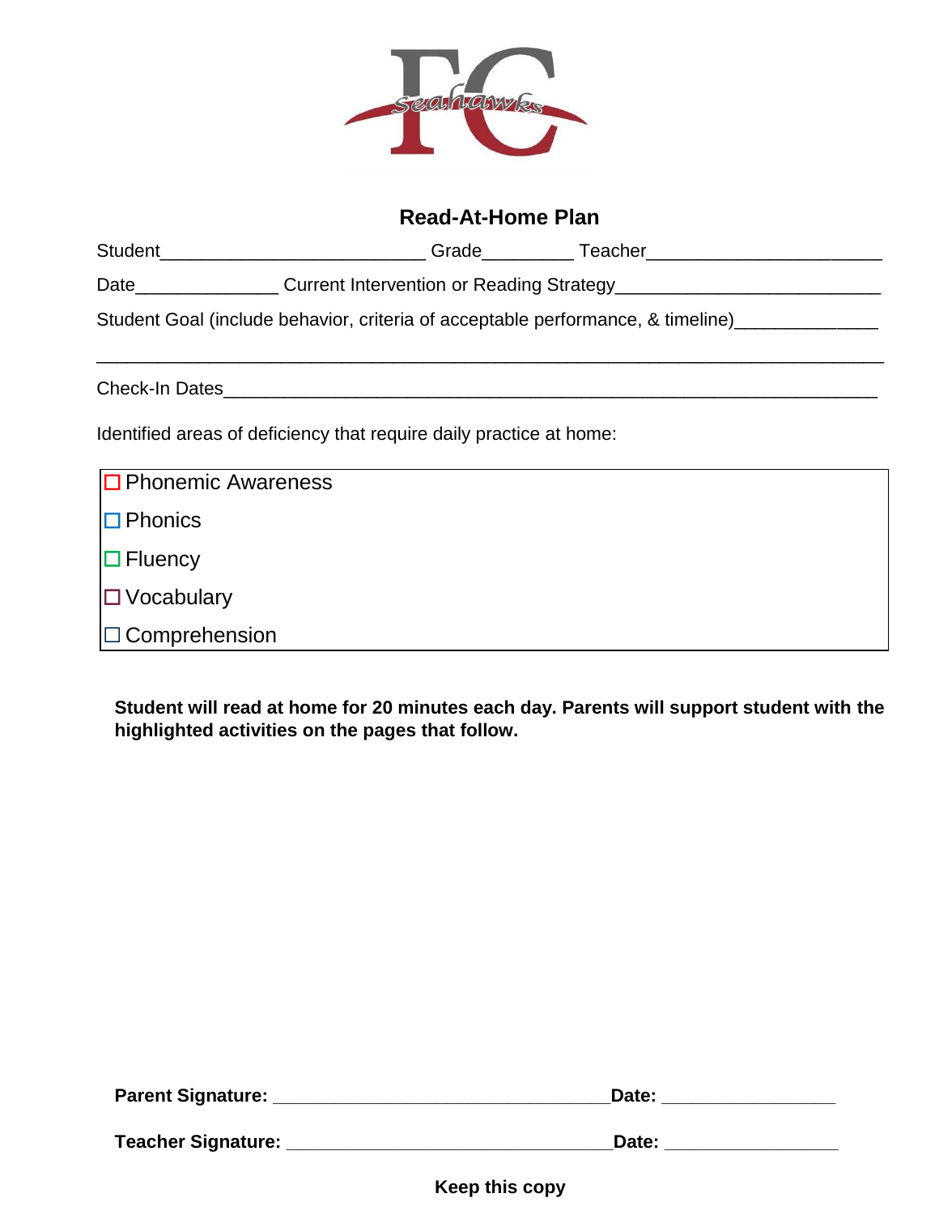# Read-At-Home Plan

Student___________________________ Grade_________ Teacher_______________________

Date______________ Current Intervention or Reading Strategy__________________________

Student Goal (include behavior, criteria of acceptable performance, & timeline)______________

_____________________________________________________________________________

Check-In Dates_______________________________________________________________

Identified areas of deficiency that require daily practice at home:

- ☐ Phonemic Awareness
- ☐ Phonics
- ☐ Fluency
- ☐ Vocabulary
- ☐ Comprehension

**Student will read at home for 20 minutes each day. Parents will support student with the highlighted activities on the pages that follow.**

**Parent Signature:** _________________________________**Date:** _________________

**Teacher Signature:** ________________________________**Date:** _________________

**Keep this copy**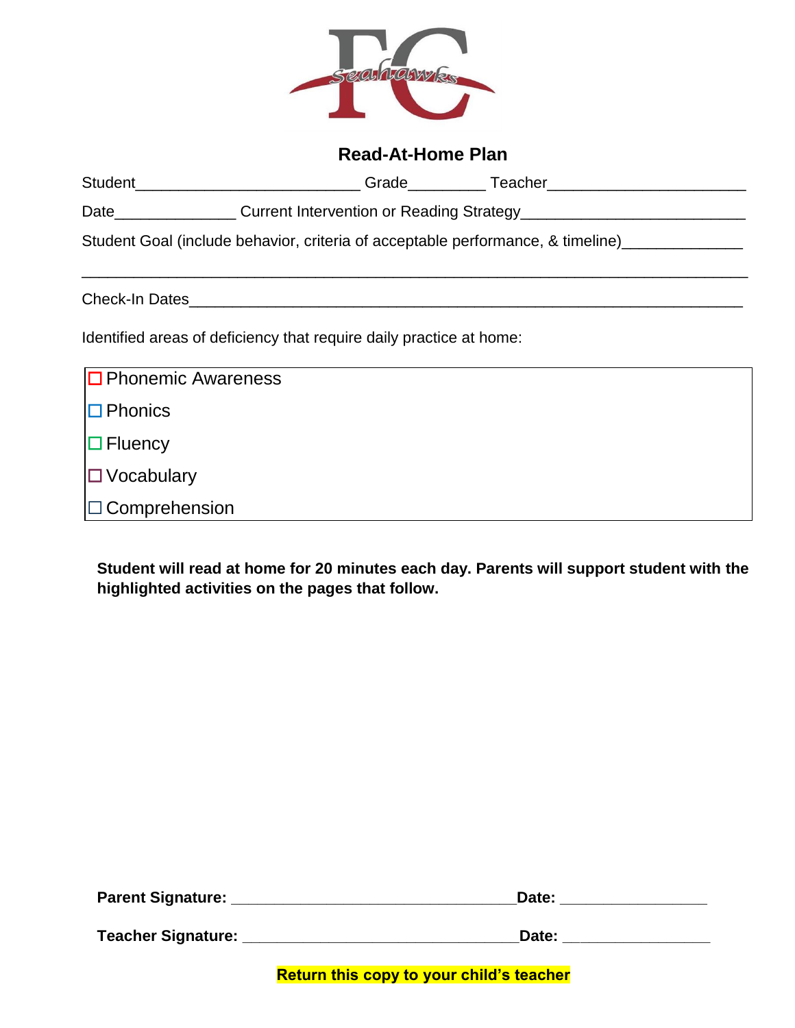## Read-At-Home Plan

Student_________________________ Grade_________ Teacher______________________

Date______________ Current Intervention or Reading Strategy_________________________

Student Goal (include behavior, criteria of acceptable performance, & timeline)_____________

______________________________________________________________________________

Check-In Dates_____________________________________________________________

Identified areas of deficiency that require daily practice at home:

- ☐ Phonemic Awareness
- ☐ Phonics
- ☐ Fluency
- ☐ Vocabulary
- ☐ Comprehension

**Student will read at home for 20 minutes each day. Parents will support student with the highlighted activities on the pages that follow.**

**Parent Signature:** _________________________________**Date:** _________________

**Teacher Signature:** ________________________________**Date:** _________________

**Return this copy to your child's teacher**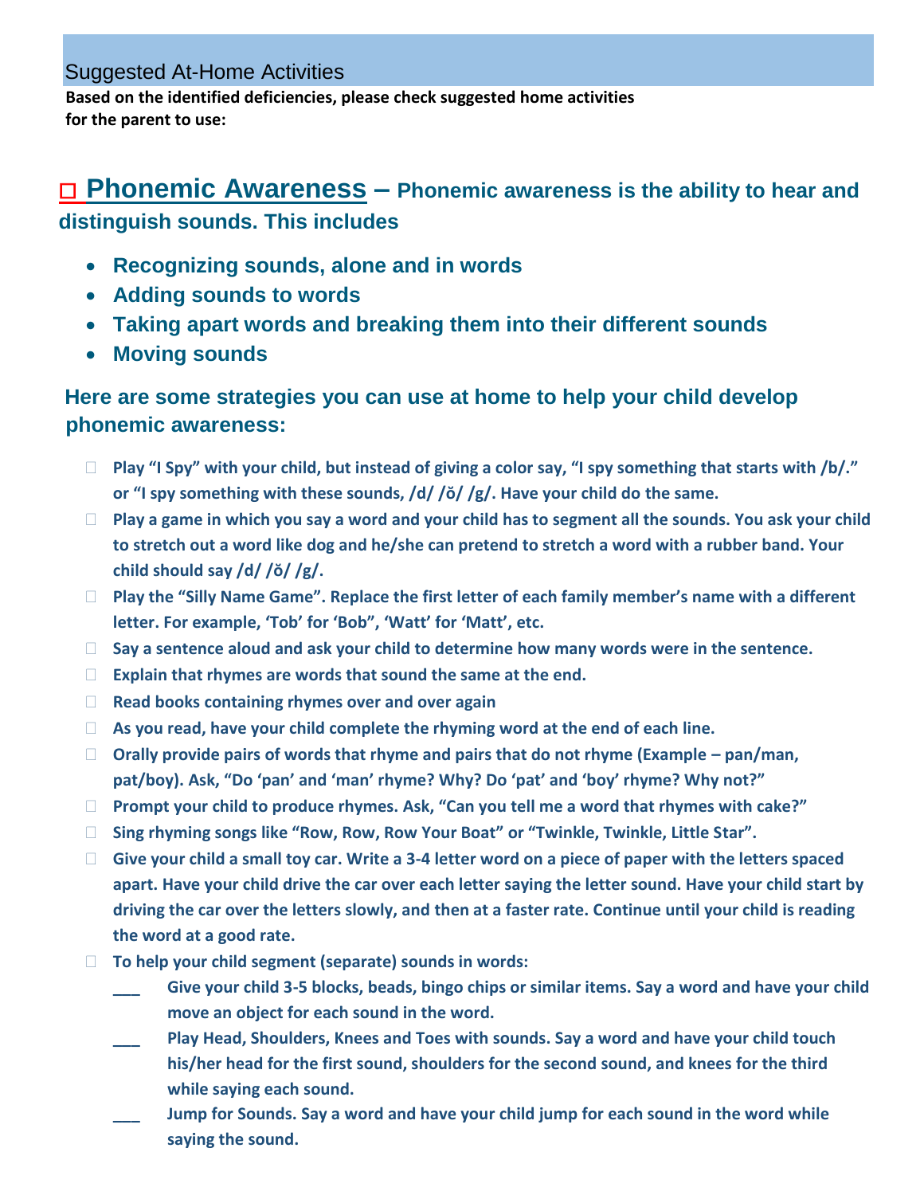## Suggested At-Home Activities

**Based on the identified deficiencies, please check suggested home activities for the parent to use:**

## ☐ Phonemic Awareness – Phonemic awareness is the ability to hear and distinguish sounds. This includes

- **Recognizing sounds, alone and in words**
- **Adding sounds to words**
- **Taking apart words and breaking them into their different sounds**
- **Moving sounds**

### Here are some strategies you can use at home to help your child develop phonemic awareness:

- ☐ **Play "I Spy" with your child, but instead of giving a color say, "I spy something that starts with /b/." or "I spy something with these sounds, /d/ /ŏ/ /g/. Have your child do the same.**
- ☐ **Play a game in which you say a word and your child has to segment all the sounds. You ask your child to stretch out a word like dog and he/she can pretend to stretch a word with a rubber band. Your child should say /d/ /ŏ/ /g/.**
- ☐ **Play the "Silly Name Game". Replace the first letter of each family member's name with a different letter. For example, 'Tob' for 'Bob", 'Watt' for 'Matt", etc.**
- ☐ **Say a sentence aloud and ask your child to determine how many words were in the sentence.**
- ☐ **Explain that rhymes are words that sound the same at the end.**
- ☐ **Read books containing rhymes over and over again**
- ☐ **As you read, have your child complete the rhyming word at the end of each line.**
- ☐ **Orally provide pairs of words that rhyme and pairs that do not rhyme (Example – pan/man, pat/boy). Ask, "Do 'pan' and 'man' rhyme? Why? Do 'pat' and 'boy' rhyme? Why not?"**
- ☐ **Prompt your child to produce rhymes. Ask, "Can you tell me a word that rhymes with cake?"**
- ☐ **Sing rhyming songs like "Row, Row, Row Your Boat" or "Twinkle, Twinkle, Little Star".**
- ☐ **Give your child a small toy car. Write a 3-4 letter word on a piece of paper with the letters spaced apart. Have your child drive the car over each letter saying the letter sound. Have your child start by driving the car over the letters slowly, and then at a faster rate. Continue until your child is reading the word at a good rate.**
- ☐ **To help your child segment (separate) sounds in words:**
  - ___ **Give your child 3-5 blocks, beads, bingo chips or similar items. Say a word and have your child move an object for each sound in the word.**
  - ___ **Play Head, Shoulders, Knees and Toes with sounds. Say a word and have your child touch his/her head for the first sound, shoulders for the second sound, and knees for the third while saying each sound.**
  - ___ **Jump for Sounds. Say a word and have your child jump for each sound in the word while saying the sound.**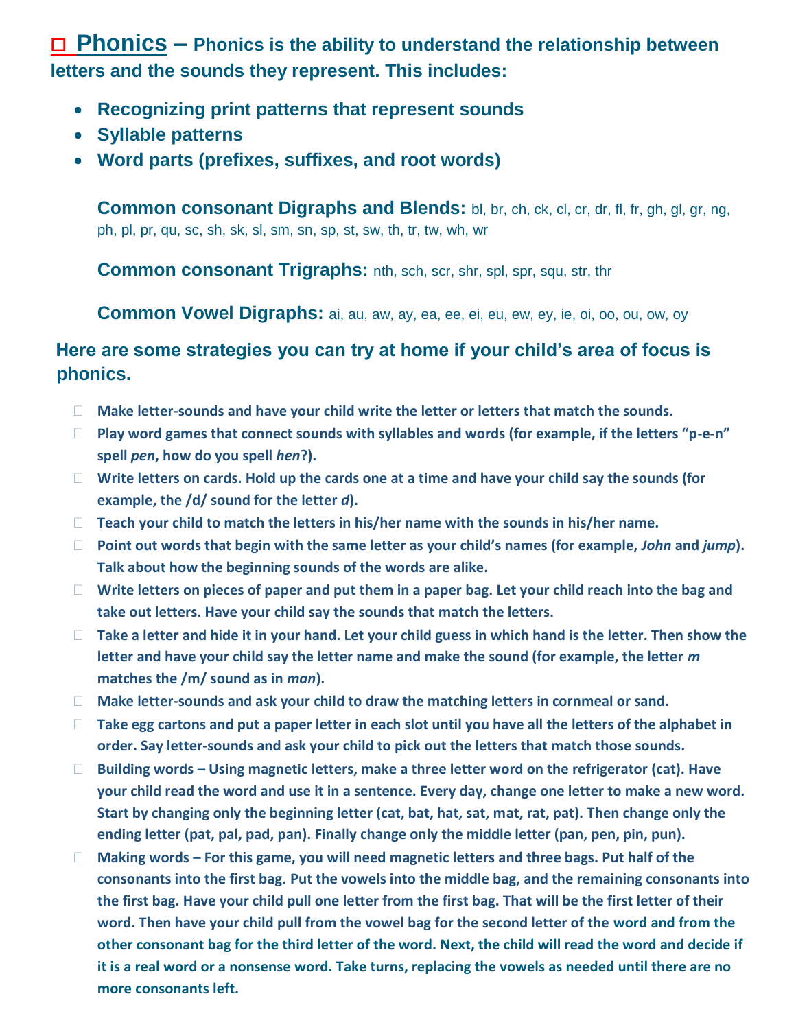## ☐ Phonics – Phonics is the ability to understand the relationship between letters and the sounds they represent. This includes:

- **Recognizing print patterns that represent sounds**
- **Syllable patterns**
- **Word parts (prefixes, suffixes, and root words)**

**Common consonant Digraphs and Blends:** bl, br, ch, ck, cl, cr, dr, fl, fr, gh, gl, gr, ng, ph, pl, pr, qu, sc, sh, sk, sl, sm, sn, sp, st, sw, th, tr, tw, wh, wr

**Common consonant Trigraphs:** nth, sch, scr, shr, spl, spr, squ, str, thr

**Common Vowel Digraphs:** ai, au, aw, ay, ea, ee, ei, eu, ew, ey, ie, oi, oo, ou, ow, oy

### Here are some strategies you can try at home if your child's area of focus is phonics.

- **Make letter-sounds and have your child write the letter or letters that match the sounds.**
- **Play word games that connect sounds with syllables and words (for example, if the letters "p-e-n" spell *pen*, how do you spell *hen*?).**
- **Write letters on cards. Hold up the cards one at a time and have your child say the sounds (for example, the /d/ sound for the letter *d*).**
- **Teach your child to match the letters in his/her name with the sounds in his/her name.**
- **Point out words that begin with the same letter as your child's names (for example, *John* and *jump*). Talk about how the beginning sounds of the words are alike.**
- **Write letters on pieces of paper and put them in a paper bag. Let your child reach into the bag and take out letters. Have your child say the sounds that match the letters.**
- **Take a letter and hide it in your hand. Let your child guess in which hand is the letter. Then show the letter and have your child say the letter name and make the sound (for example, the letter *m* matches the /m/ sound as in *man*).**
- **Make letter-sounds and ask your child to draw the matching letters in cornmeal or sand.**
- **Take egg cartons and put a paper letter in each slot until you have all the letters of the alphabet in order. Say letter-sounds and ask your child to pick out the letters that match those sounds.**
- **Building words – Using magnetic letters, make a three letter word on the refrigerator (cat). Have your child read the word and use it in a sentence. Every day, change one letter to make a new word. Start by changing only the beginning letter (cat, bat, hat, sat, mat, rat, pat). Then change only the ending letter (pat, pal, pad, pan). Finally change only the middle letter (pan, pen, pin, pun).**
- **Making words – For this game, you will need magnetic letters and three bags. Put half of the consonants into the first bag. Put the vowels into the middle bag, and the remaining consonants into the first bag. Have your child pull one letter from the first bag. That will be the first letter of their word. Then have your child pull from the vowel bag for the second letter of the word and from the other consonant bag for the third letter of the word. Next, the child will read the word and decide if it is a real word or a nonsense word. Take turns, replacing the vowels as needed until there are no more consonants left.**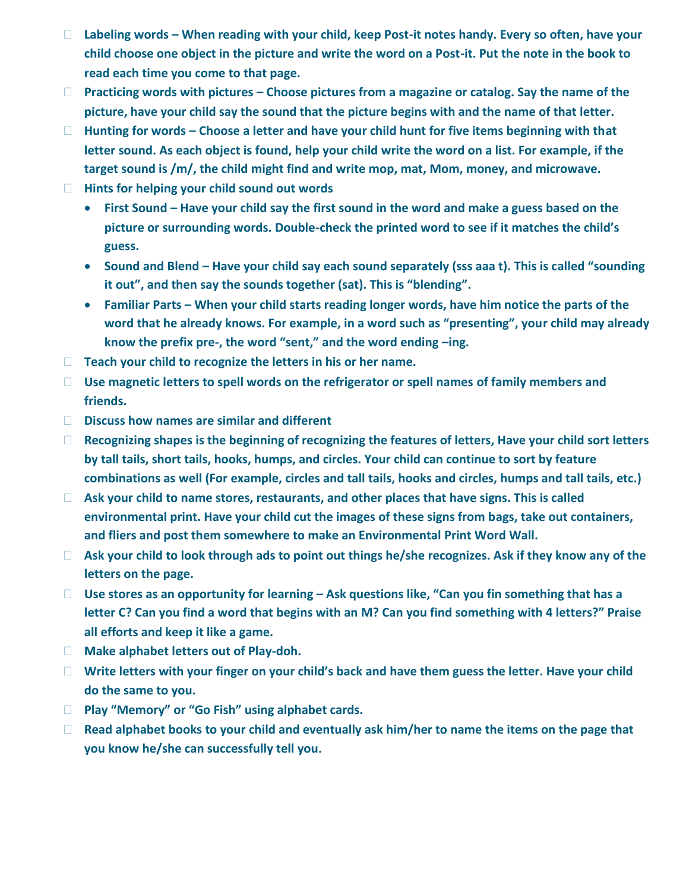- **Labeling words – When reading with your child, keep Post-it notes handy. Every so often, have your child choose one object in the picture and write the word on a Post-it. Put the note in the book to read each time you come to that page.**
- **Practicing words with pictures – Choose pictures from a magazine or catalog. Say the name of the picture, have your child say the sound that the picture begins with and the name of that letter.**
- **Hunting for words – Choose a letter and have your child hunt for five items beginning with that letter sound. As each object is found, help your child write the word on a list. For example, if the target sound is /m/, the child might find and write mop, mat, Mom, money, and microwave.**
- **Hints for helping your child sound out words**
  - **First Sound – Have your child say the first sound in the word and make a guess based on the picture or surrounding words. Double-check the printed word to see if it matches the child's guess.**
  - **Sound and Blend – Have your child say each sound separately (sss aaa t). This is called "sounding it out", and then say the sounds together (sat). This is "blending".**
  - **Familiar Parts – When your child starts reading longer words, have him notice the parts of the word that he already knows. For example, in a word such as "presenting", your child may already know the prefix pre-, the word "sent," and the word ending –ing.**
- **Teach your child to recognize the letters in his or her name.**
- **Use magnetic letters to spell words on the refrigerator or spell names of family members and friends.**
- **Discuss how names are similar and different**
- **Recognizing shapes is the beginning of recognizing the features of letters, Have your child sort letters by tall tails, short tails, hooks, humps, and circles. Your child can continue to sort by feature combinations as well (For example, circles and tall tails, hooks and circles, humps and tall tails, etc.)**
- **Ask your child to name stores, restaurants, and other places that have signs. This is called environmental print. Have your child cut the images of these signs from bags, take out containers, and fliers and post them somewhere to make an Environmental Print Word Wall.**
- **Ask your child to look through ads to point out things he/she recognizes. Ask if they know any of the letters on the page.**
- **Use stores as an opportunity for learning – Ask questions like, "Can you fin something that has a letter C? Can you find a word that begins with an M? Can you find something with 4 letters?" Praise all efforts and keep it like a game.**
- **Make alphabet letters out of Play-doh.**
- **Write letters with your finger on your child's back and have them guess the letter. Have your child do the same to you.**
- **Play "Memory" or "Go Fish" using alphabet cards.**
- **Read alphabet books to your child and eventually ask him/her to name the items on the page that you know he/she can successfully tell you.**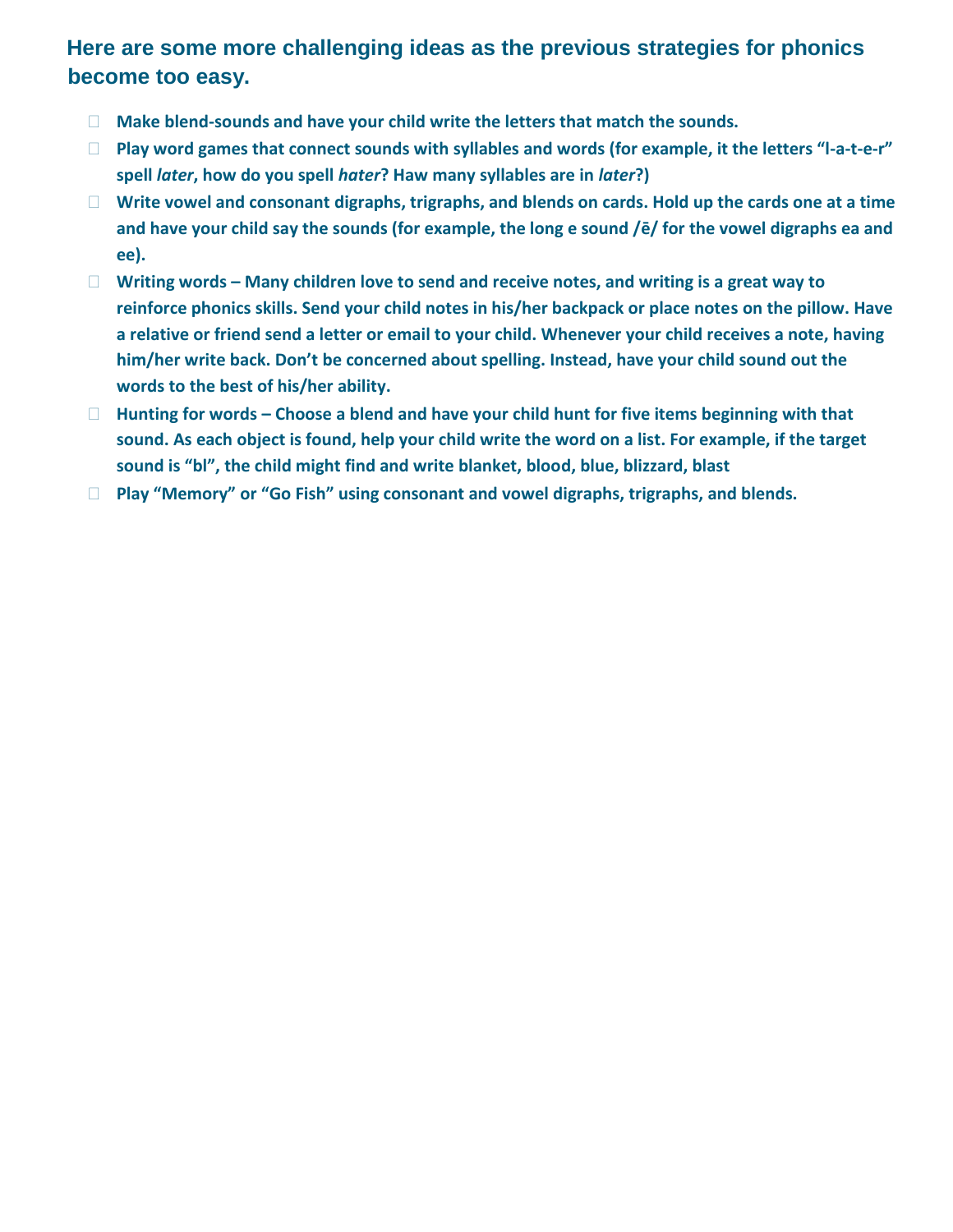## Here are some more challenging ideas as the previous strategies for phonics become too easy.

- **Make blend-sounds and have your child write the letters that match the sounds.**
- **Play word games that connect sounds with syllables and words (for example, it the letters "l-a-t-e-r" spell *later*, how do you spell *hater*? Haw many syllables are in *later*?)**
- **Write vowel and consonant digraphs, trigraphs, and blends on cards. Hold up the cards one at a time and have your child say the sounds (for example, the long e sound /ē/ for the vowel digraphs ea and ee).**
- **Writing words – Many children love to send and receive notes, and writing is a great way to reinforce phonics skills. Send your child notes in his/her backpack or place notes on the pillow. Have a relative or friend send a letter or email to your child. Whenever your child receives a note, having him/her write back. Don't be concerned about spelling. Instead, have your child sound out the words to the best of his/her ability.**
- **Hunting for words – Choose a blend and have your child hunt for five items beginning with that sound. As each object is found, help your child write the word on a list. For example, if the target sound is "bl", the child might find and write blanket, blood, blue, blizzard, blast**
- **Play "Memory" or "Go Fish" using consonant and vowel digraphs, trigraphs, and blends.**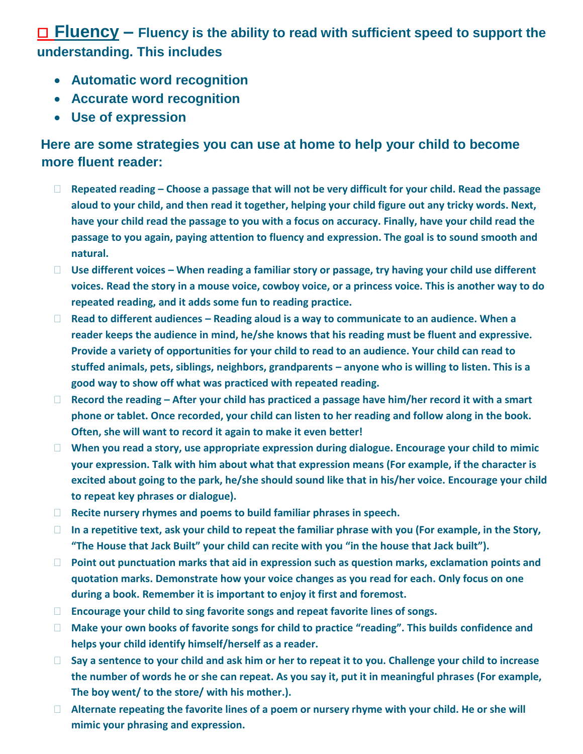## ☐ Fluency – Fluency is the ability to read with sufficient speed to support the understanding. This includes

- **Automatic word recognition**
- **Accurate word recognition**
- **Use of expression**

**Here are some strategies you can use at home to help your child to become more fluent reader:**

- **Repeated reading – Choose a passage that will not be very difficult for your child. Read the passage aloud to your child, and then read it together, helping your child figure out any tricky words. Next, have your child read the passage to you with a focus on accuracy. Finally, have your child read the passage to you again, paying attention to fluency and expression. The goal is to sound smooth and natural.**
- **Use different voices – When reading a familiar story or passage, try having your child use different voices. Read the story in a mouse voice, cowboy voice, or a princess voice. This is another way to do repeated reading, and it adds some fun to reading practice.**
- **Read to different audiences – Reading aloud is a way to communicate to an audience. When a reader keeps the audience in mind, he/she knows that his reading must be fluent and expressive. Provide a variety of opportunities for your child to read to an audience. Your child can read to stuffed animals, pets, siblings, neighbors, grandparents – anyone who is willing to listen. This is a good way to show off what was practiced with repeated reading.**
- **Record the reading – After your child has practiced a passage have him/her record it with a smart phone or tablet. Once recorded, your child can listen to her reading and follow along in the book. Often, she will want to record it again to make it even better!**
- **When you read a story, use appropriate expression during dialogue. Encourage your child to mimic your expression. Talk with him about what that expression means (For example, if the character is excited about going to the park, he/she should sound like that in his/her voice. Encourage your child to repeat key phrases or dialogue).**
- **Recite nursery rhymes and poems to build familiar phrases in speech.**
- **In a repetitive text, ask your child to repeat the familiar phrase with you (For example, in the Story, "The House that Jack Built" your child can recite with you "in the house that Jack built").**
- **Point out punctuation marks that aid in expression such as question marks, exclamation points and quotation marks. Demonstrate how your voice changes as you read for each. Only focus on one during a book. Remember it is important to enjoy it first and foremost.**
- **Encourage your child to sing favorite songs and repeat favorite lines of songs.**
- **Make your own books of favorite songs for child to practice "reading". This builds confidence and helps your child identify himself/herself as a reader.**
- **Say a sentence to your child and ask him or her to repeat it to you. Challenge your child to increase the number of words he or she can repeat. As you say it, put it in meaningful phrases (For example, The boy went/ to the store/ with his mother.).**
- **Alternate repeating the favorite lines of a poem or nursery rhyme with your child. He or she will mimic your phrasing and expression.**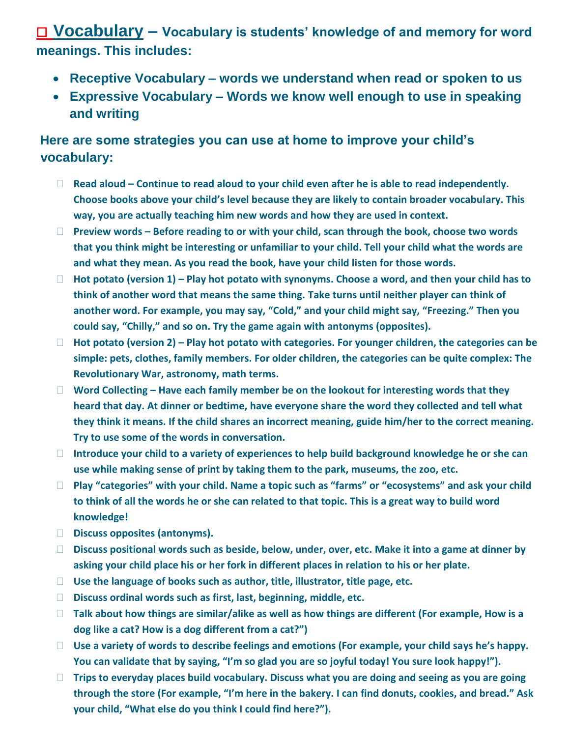## ☐ Vocabulary – Vocabulary is students' knowledge of and memory for word meanings. This includes:

- **Receptive Vocabulary – words we understand when read or spoken to us**
- **Expressive Vocabulary – Words we know well enough to use in speaking and writing**

### Here are some strategies you can use at home to improve your child's vocabulary:

- **Read aloud – Continue to read aloud to your child even after he is able to read independently. Choose books above your child's level because they are likely to contain broader vocabulary. This way, you are actually teaching him new words and how they are used in context.**
- **Preview words – Before reading to or with your child, scan through the book, choose two words that you think might be interesting or unfamiliar to your child. Tell your child what the words are and what they mean. As you read the book, have your child listen for those words.**
- **Hot potato (version 1) – Play hot potato with synonyms. Choose a word, and then your child has to think of another word that means the same thing. Take turns until neither player can think of another word. For example, you may say, "Cold," and your child might say, "Freezing." Then you could say, "Chilly," and so on. Try the game again with antonyms (opposites).**
- **Hot potato (version 2) – Play hot potato with categories. For younger children, the categories can be simple: pets, clothes, family members. For older children, the categories can be quite complex: The Revolutionary War, astronomy, math terms.**
- **Word Collecting – Have each family member be on the lookout for interesting words that they heard that day. At dinner or bedtime, have everyone share the word they collected and tell what they think it means. If the child shares an incorrect meaning, guide him/her to the correct meaning. Try to use some of the words in conversation.**
- **Introduce your child to a variety of experiences to help build background knowledge he or she can use while making sense of print by taking them to the park, museums, the zoo, etc.**
- **Play "categories" with your child. Name a topic such as "farms" or "ecosystems" and ask your child to think of all the words he or she can related to that topic. This is a great way to build word knowledge!**
- **Discuss opposites (antonyms).**
- **Discuss positional words such as beside, below, under, over, etc. Make it into a game at dinner by asking your child place his or her fork in different places in relation to his or her plate.**
- **Use the language of books such as author, title, illustrator, title page, etc.**
- **Discuss ordinal words such as first, last, beginning, middle, etc.**
- **Talk about how things are similar/alike as well as how things are different (For example, How is a dog like a cat? How is a dog different from a cat?")**
- **Use a variety of words to describe feelings and emotions (For example, your child says he's happy. You can validate that by saying, "I'm so glad you are so joyful today! You sure look happy!").**
- **Trips to everyday places build vocabulary. Discuss what you are doing and seeing as you are going through the store (For example, "I'm here in the bakery. I can find donuts, cookies, and bread." Ask your child, "What else do you think I could find here?").**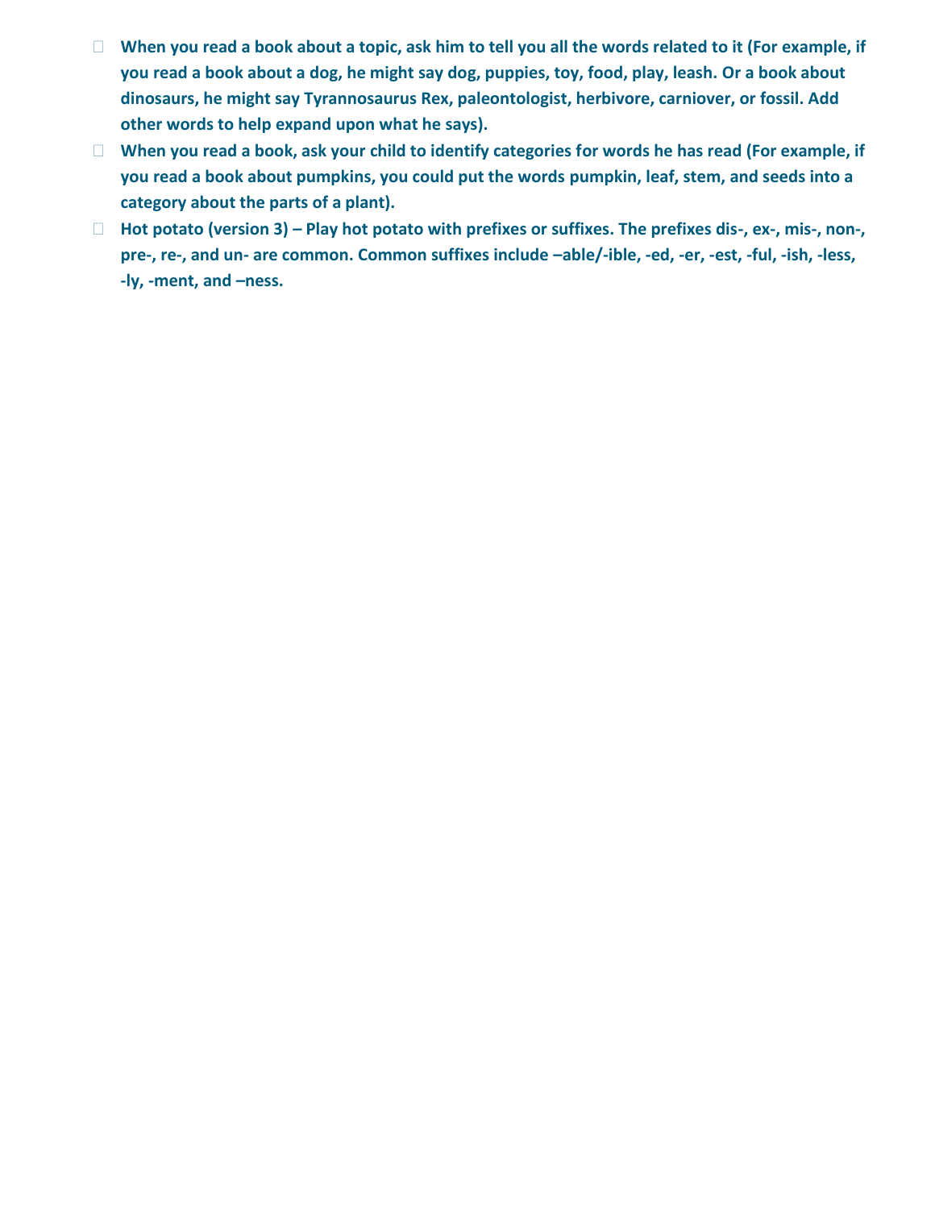- **When you read a book about a topic, ask him to tell you all the words related to it (For example, if you read a book about a dog, he might say dog, puppies, toy, food, play, leash. Or a book about dinosaurs, he might say Tyrannosaurus Rex, paleontologist, herbivore, carniover, or fossil. Add other words to help expand upon what he says).**
- **When you read a book, ask your child to identify categories for words he has read (For example, if you read a book about pumpkins, you could put the words pumpkin, leaf, stem, and seeds into a category about the parts of a plant).**
- **Hot potato (version 3) – Play hot potato with prefixes or suffixes. The prefixes dis-, ex-, mis-, non-, pre-, re-, and un- are common. Common suffixes include –able/-ible, -ed, -er, -est, -ful, -ish, -less, -ly, -ment, and –ness.**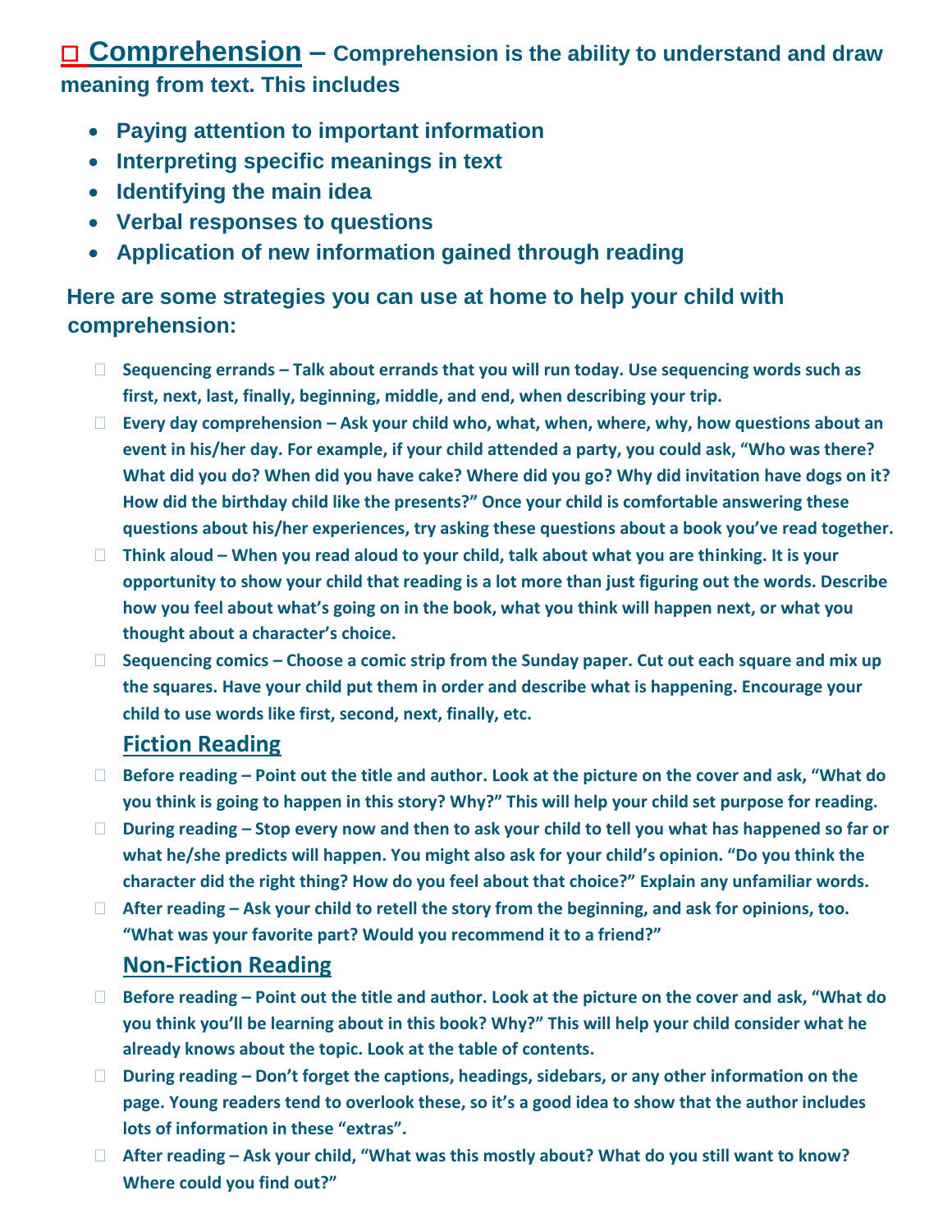## ☐ Comprehension – Comprehension is the ability to understand and draw meaning from text. This includes

- **Paying attention to important information**
- **Interpreting specific meanings in text**
- **Identifying the main idea**
- **Verbal responses to questions**
- **Application of new information gained through reading**

### Here are some strategies you can use at home to help your child with comprehension:

- **Sequencing errands – Talk about errands that you will run today. Use sequencing words such as first, next, last, finally, beginning, middle, and end, when describing your trip.**
- **Every day comprehension – Ask your child who, what, when, where, why, how questions about an event in his/her day. For example, if your child attended a party, you could ask, "Who was there? What did you do? When did you have cake? Where did you go? Why did invitation have dogs on it? How did the birthday child like the presents?" Once your child is comfortable answering these questions about his/her experiences, try asking these questions about a book you've read together.**
- **Think aloud – When you read aloud to your child, talk about what you are thinking. It is your opportunity to show your child that reading is a lot more than just figuring out the words. Describe how you feel about what's going on in the book, what you think will happen next, or what you thought about a character's choice.**
- **Sequencing comics – Choose a comic strip from the Sunday paper. Cut out each square and mix up the squares. Have your child put them in order and describe what is happening. Encourage your child to use words like first, second, next, finally, etc.**

#### Fiction Reading

- **Before reading – Point out the title and author. Look at the picture on the cover and ask, "What do you think is going to happen in this story? Why?" This will help your child set purpose for reading.**
- **During reading – Stop every now and then to ask your child to tell you what has happened so far or what he/she predicts will happen. You might also ask for your child's opinion. "Do you think the character did the right thing? How do you feel about that choice?" Explain any unfamiliar words.**
- **After reading – Ask your child to retell the story from the beginning, and ask for opinions, too. "What was your favorite part? Would you recommend it to a friend?"**

#### Non-Fiction Reading

- **Before reading – Point out the title and author. Look at the picture on the cover and ask, "What do you think you'll be learning about in this book? Why?" This will help your child consider what he already knows about the topic. Look at the table of contents.**
- **During reading – Don't forget the captions, headings, sidebars, or any other information on the page. Young readers tend to overlook these, so it's a good idea to show that the author includes lots of information in these "extras".**
- **After reading – Ask your child, "What was this mostly about? What do you still want to know? Where could you find out?"**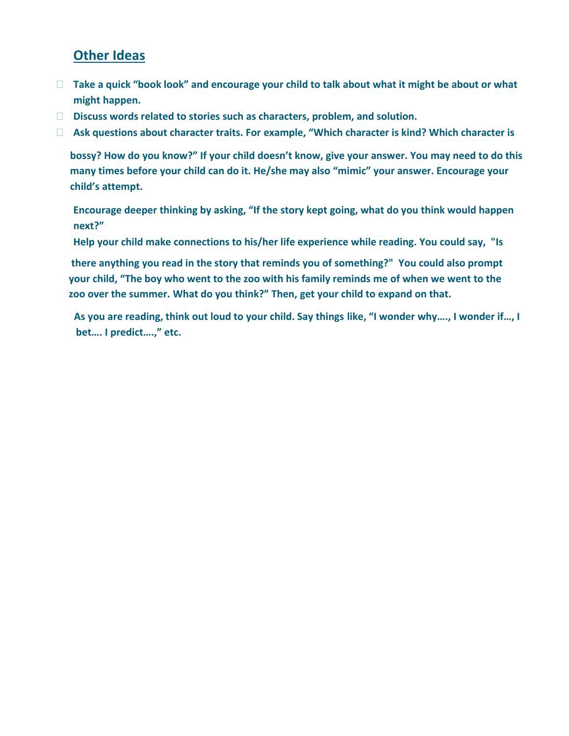## Other Ideas

- Take a quick "book look" and encourage your child to talk about what it might be about or what might happen.
- Discuss words related to stories such as characters, problem, and solution.
- Ask questions about character traits. For example, "Which character is kind? Which character is bossy? How do you know?" If your child doesn't know, give your answer. You may need to do this many times before your child can do it. He/she may also "mimic" your answer. Encourage your child's attempt.
- Encourage deeper thinking by asking, "If the story kept going, what do you think would happen next?"
- Help your child make connections to his/her life experience while reading. You could say, "Is there anything you read in the story that reminds you of something?" You could also prompt your child, "The boy who went to the zoo with his family reminds me of when we went to the zoo over the summer. What do you think?" Then, get your child to expand on that.
- As you are reading, think out loud to your child. Say things like, "I wonder why…., I wonder if…, I bet…. I predict….," etc.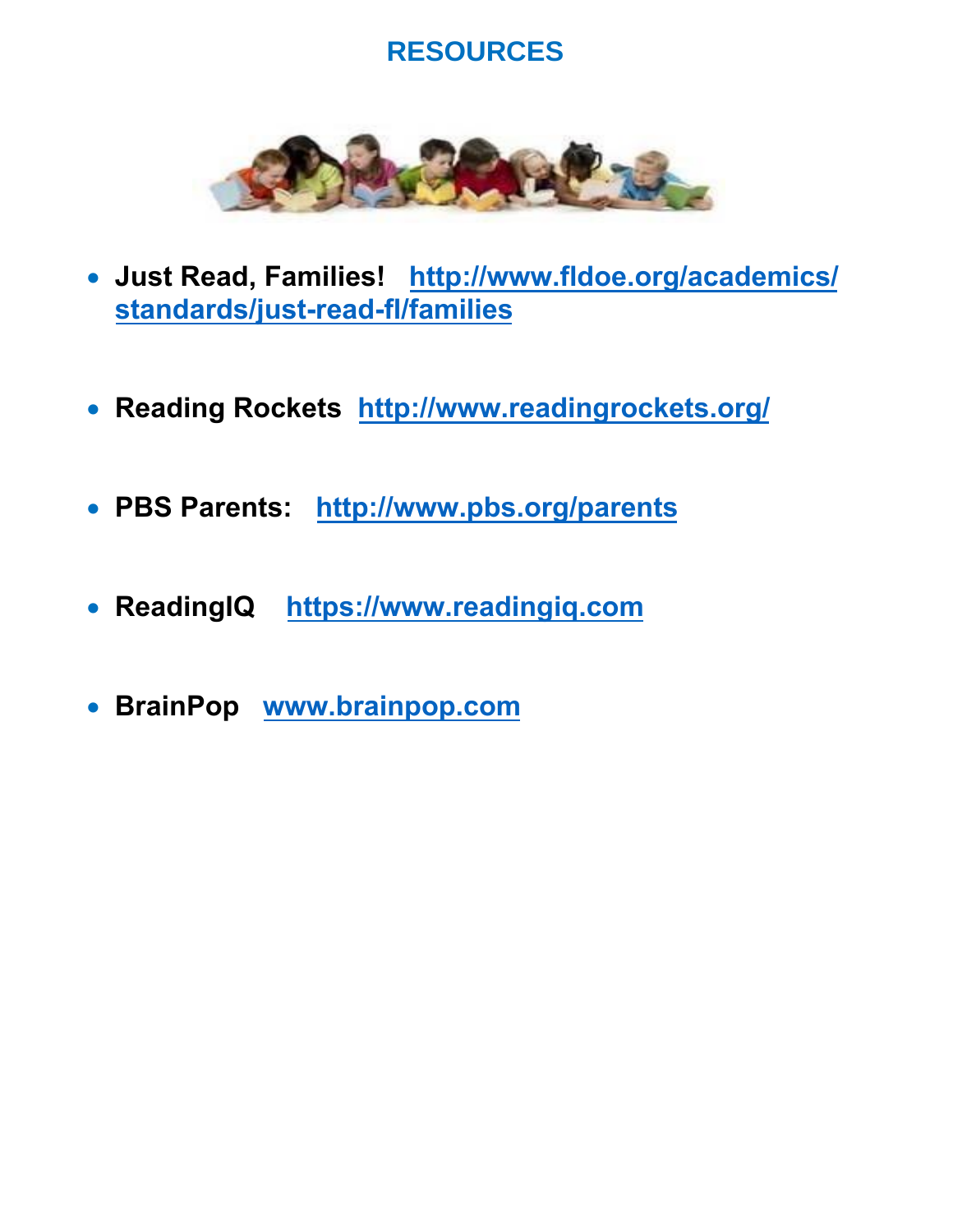# RESOURCES

- **Just Read, Families!** http://www.fldoe.org/academics/standards/just-read-fl/families
- **Reading Rockets** http://www.readingrockets.org/
- **PBS Parents:** http://www.pbs.org/parents
- **ReadingIQ** https://www.readingiq.com
- **BrainPop** www.brainpop.com